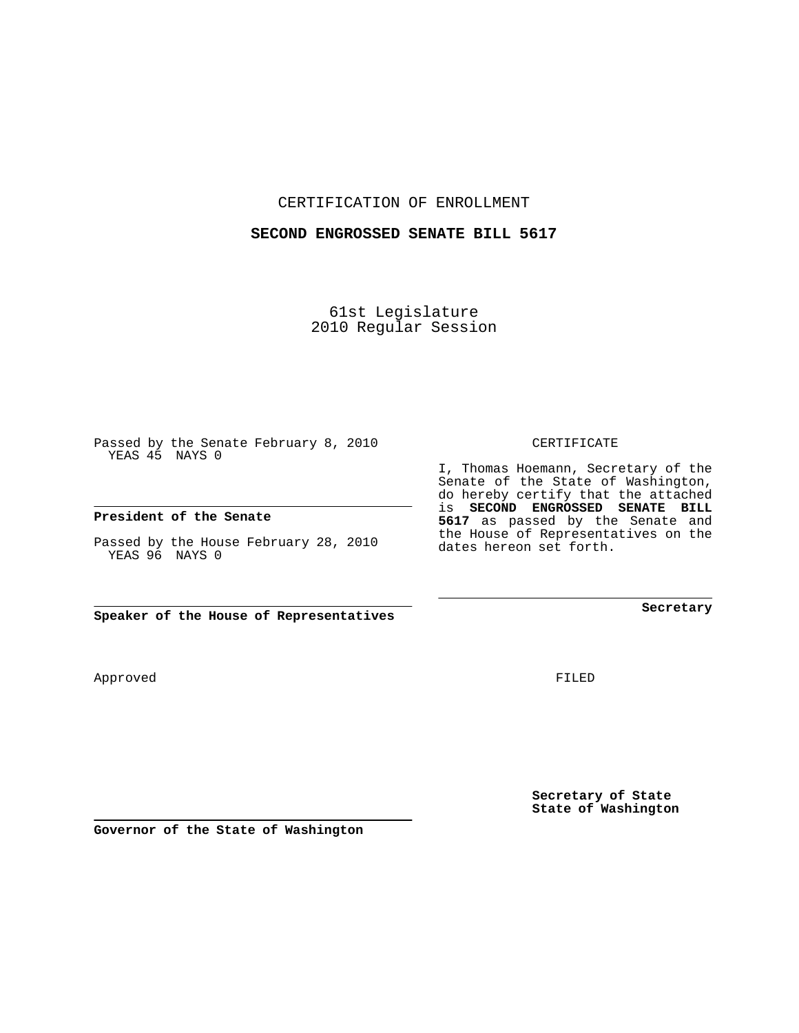CERTIFICATION OF ENROLLMENT

**SECOND ENGROSSED SENATE BILL 5617**

61st Legislature
2010 Regular Session

Passed by the Senate February 8, 2010
YEAS 45 NAYS 0

**President of the Senate**

Passed by the House February 28, 2010
YEAS 96 NAYS 0

**Speaker of the House of Representatives**

CERTIFICATE

I, Thomas Hoemann, Secretary of the Senate of the State of Washington, do hereby certify that the attached is **SECOND ENGROSSED SENATE BILL 5617** as passed by the Senate and the House of Representatives on the dates hereon set forth.

**Secretary**

Approved

FILED

**Governor of the State of Washington**

**Secretary of State**
**State of Washington**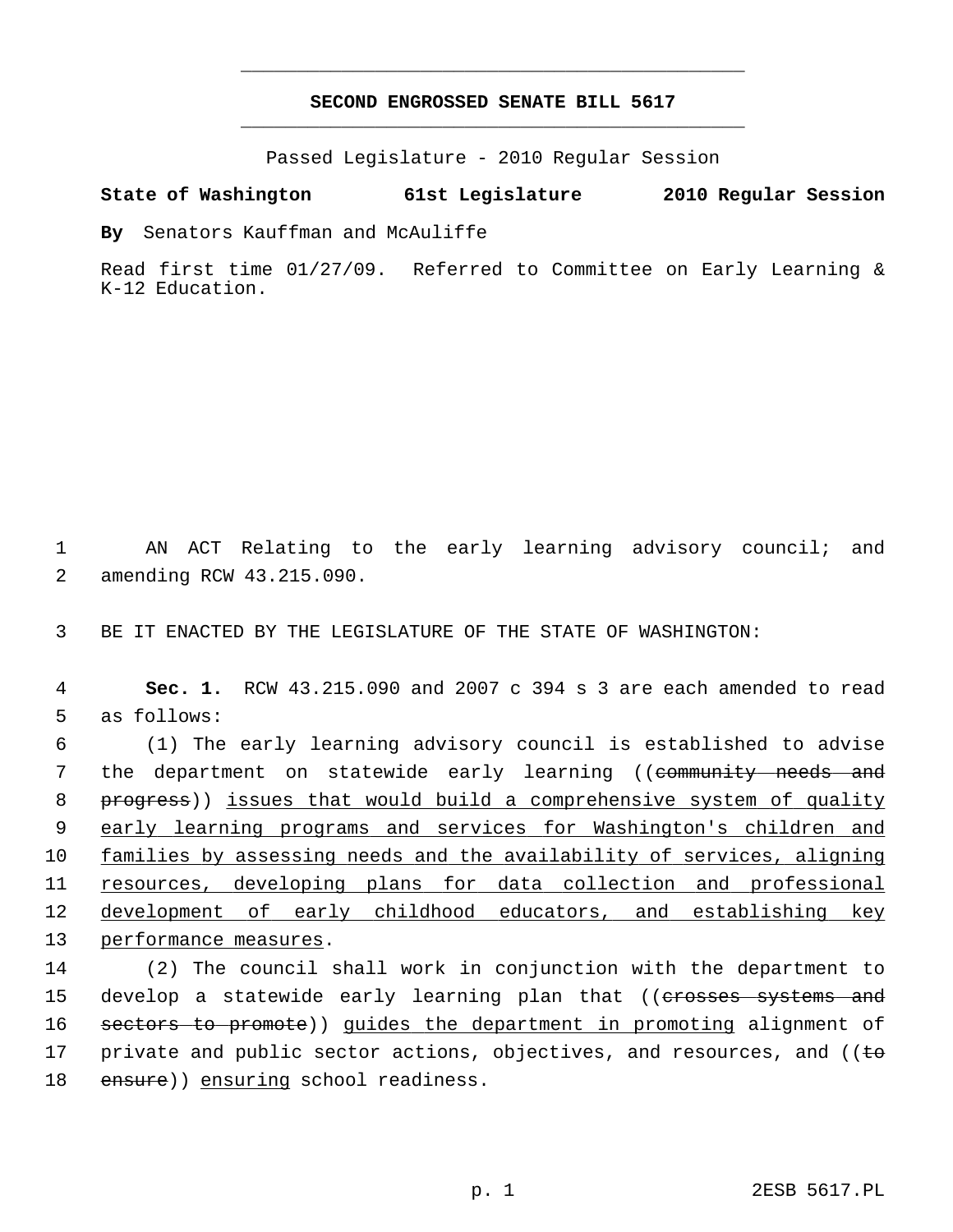# SECOND ENGROSSED SENATE BILL 5617

Passed Legislature - 2010 Regular Session

**State of Washington 61st Legislature 2010 Regular Session**

**By** Senators Kauffman and McAuliffe

Read first time 01/27/09. Referred to Committee on Early Learning & K-12 Education.

1 AN ACT Relating to the early learning advisory council; and
2 amending RCW 43.215.090.

3 BE IT ENACTED BY THE LEGISLATURE OF THE STATE OF WASHINGTON:

4 **Sec. 1.** RCW 43.215.090 and 2007 c 394 s 3 are each amended to read
5 as follows:

6 (1) The early learning advisory council is established to advise
7 the department on statewide early learning ((~~community needs and~~
8 ~~progress~~)) <u>issues that would build a comprehensive system of quality</u>
9 <u>early learning programs and services for Washington's children and</u>
10 <u>families by assessing needs and the availability of services, aligning</u>
11 <u>resources, developing plans for data collection and professional</u>
12 <u>development of early childhood educators, and establishing key</u>
13 <u>performance measures</u>.

14 (2) The council shall work in conjunction with the department to
15 develop a statewide early learning plan that ((~~crosses systems and~~
16 ~~sectors to promote~~)) <u>guides the department in promoting</u> alignment of
17 private and public sector actions, objectives, and resources, and ((~~to~~
18 ~~ensure~~)) <u>ensuring</u> school readiness.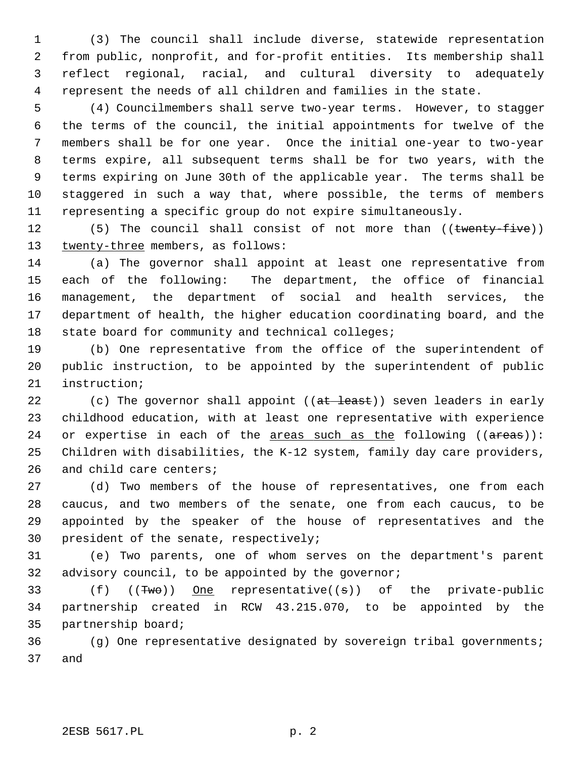(3) The council shall include diverse, statewide representation from public, nonprofit, and for-profit entities. Its membership shall reflect regional, racial, and cultural diversity to adequately represent the needs of all children and families in the state.

(4) Councilmembers shall serve two-year terms. However, to stagger the terms of the council, the initial appointments for twelve of the members shall be for one year. Once the initial one-year to two-year terms expire, all subsequent terms shall be for two years, with the terms expiring on June 30th of the applicable year. The terms shall be staggered in such a way that, where possible, the terms of members representing a specific group do not expire simultaneously.

(5) The council shall consist of not more than ((~~twenty-five~~)) <u>twenty-three</u> members, as follows:

(a) The governor shall appoint at least one representative from each of the following: The department, the office of financial management, the department of social and health services, the department of health, the higher education coordinating board, and the state board for community and technical colleges;

(b) One representative from the office of the superintendent of public instruction, to be appointed by the superintendent of public instruction;

(c) The governor shall appoint ((~~at least~~)) seven leaders in early childhood education, with at least one representative with experience or expertise in each of the <u>areas such as the</u> following ((~~areas~~)): Children with disabilities, the K-12 system, family day care providers, and child care centers;

(d) Two members of the house of representatives, one from each caucus, and two members of the senate, one from each caucus, to be appointed by the speaker of the house of representatives and the president of the senate, respectively;

(e) Two parents, one of whom serves on the department's parent advisory council, to be appointed by the governor;

(f) ((~~Two~~)) <u>One</u> representative((~~s~~)) of the private-public partnership created in RCW 43.215.070, to be appointed by the partnership board;

(g) One representative designated by sovereign tribal governments; and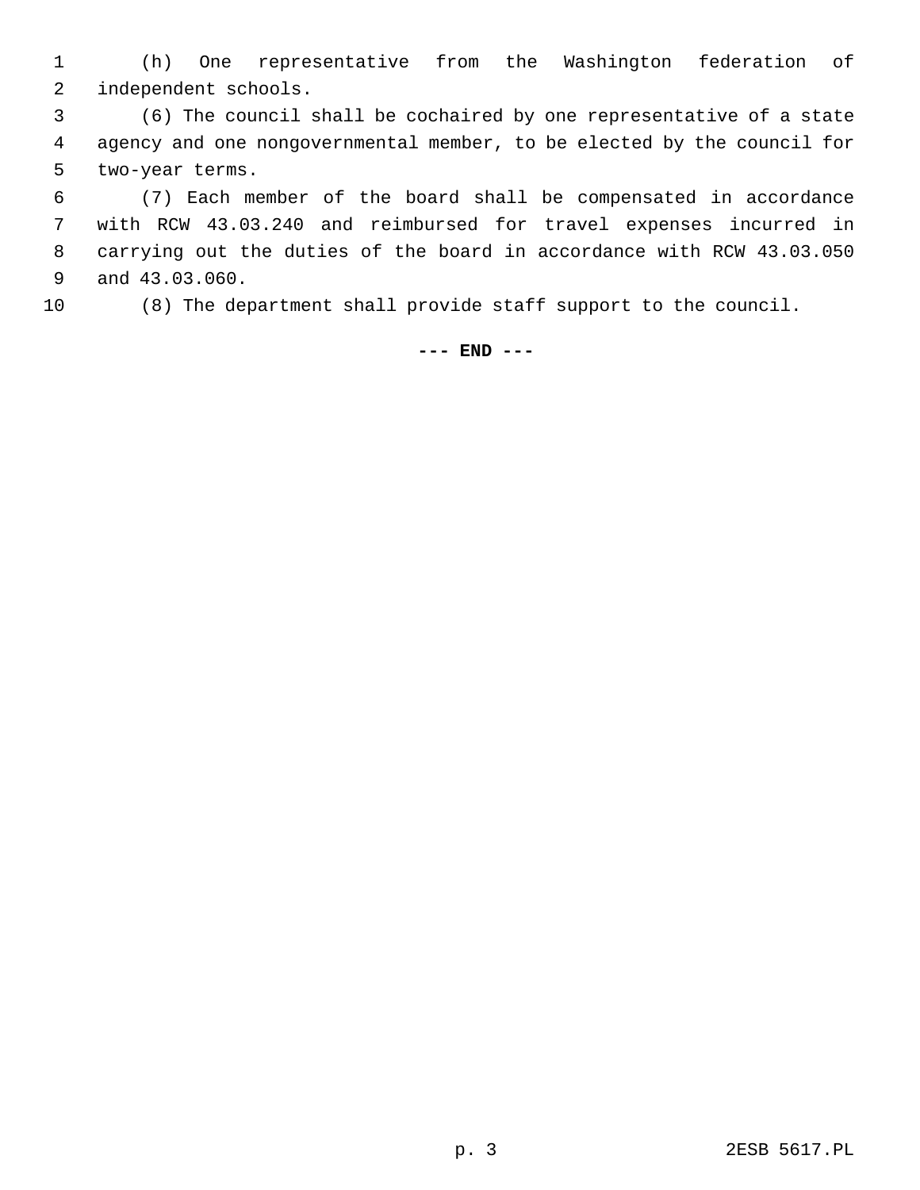(h) One representative from the Washington federation of independent schools.

(6) The council shall be cochaired by one representative of a state agency and one nongovernmental member, to be elected by the council for two-year terms.

(7) Each member of the board shall be compensated in accordance with RCW 43.03.240 and reimbursed for travel expenses incurred in carrying out the duties of the board in accordance with RCW 43.03.050 and 43.03.060.

(8) The department shall provide staff support to the council.

**--- END ---**